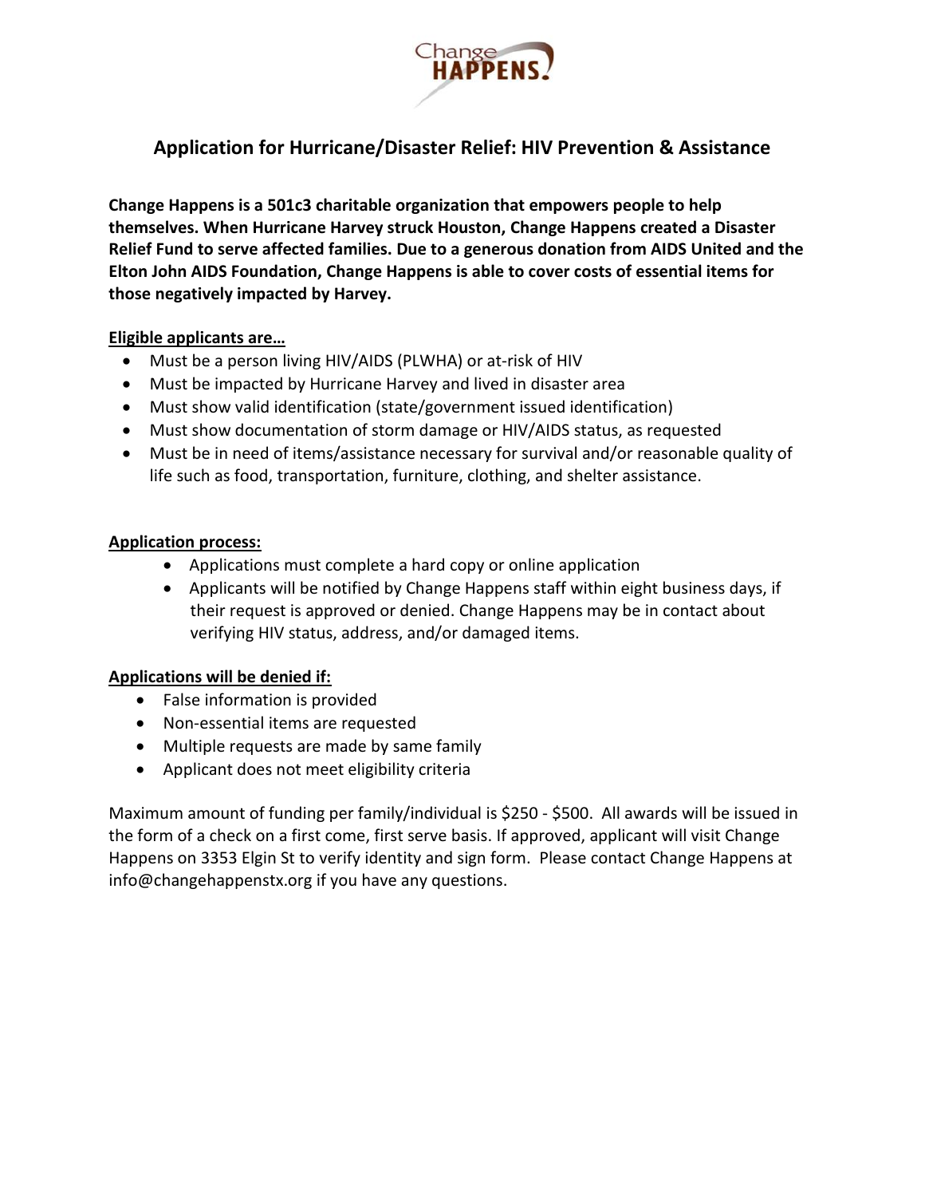# Application for Hurricane/Disaster Relief: HIV Prevention & Assistance

**Change Happens is a 501c3 charitable organization that empowers people to help themselves. When Hurricane Harvey struck Houston, Change Happens created a Disaster Relief Fund to serve affected families. Due to a generous donation from AIDS United and the Elton John AIDS Foundation, Change Happens is able to cover costs of essential items for those negatively impacted by Harvey.**

**Eligible applicants are…**

- Must be a person living HIV/AIDS (PLWHA) or at-risk of HIV
- Must be impacted by Hurricane Harvey and lived in disaster area
- Must show valid identification (state/government issued identification)
- Must show documentation of storm damage or HIV/AIDS status, as requested
- Must be in need of items/assistance necessary for survival and/or reasonable quality of life such as food, transportation, furniture, clothing, and shelter assistance.

**Application process:**

- Applications must complete a hard copy or online application
- Applicants will be notified by Change Happens staff within eight business days, if their request is approved or denied. Change Happens may be in contact about verifying HIV status, address, and/or damaged items.

**Applications will be denied if:**

- False information is provided
- Non-essential items are requested
- Multiple requests are made by same family
- Applicant does not meet eligibility criteria

Maximum amount of funding per family/individual is $250 - $500. All awards will be issued in the form of a check on a first come, first serve basis. If approved, applicant will visit Change Happens on 3353 Elgin St to verify identity and sign form. Please contact Change Happens at info@changehappenstx.org if you have any questions.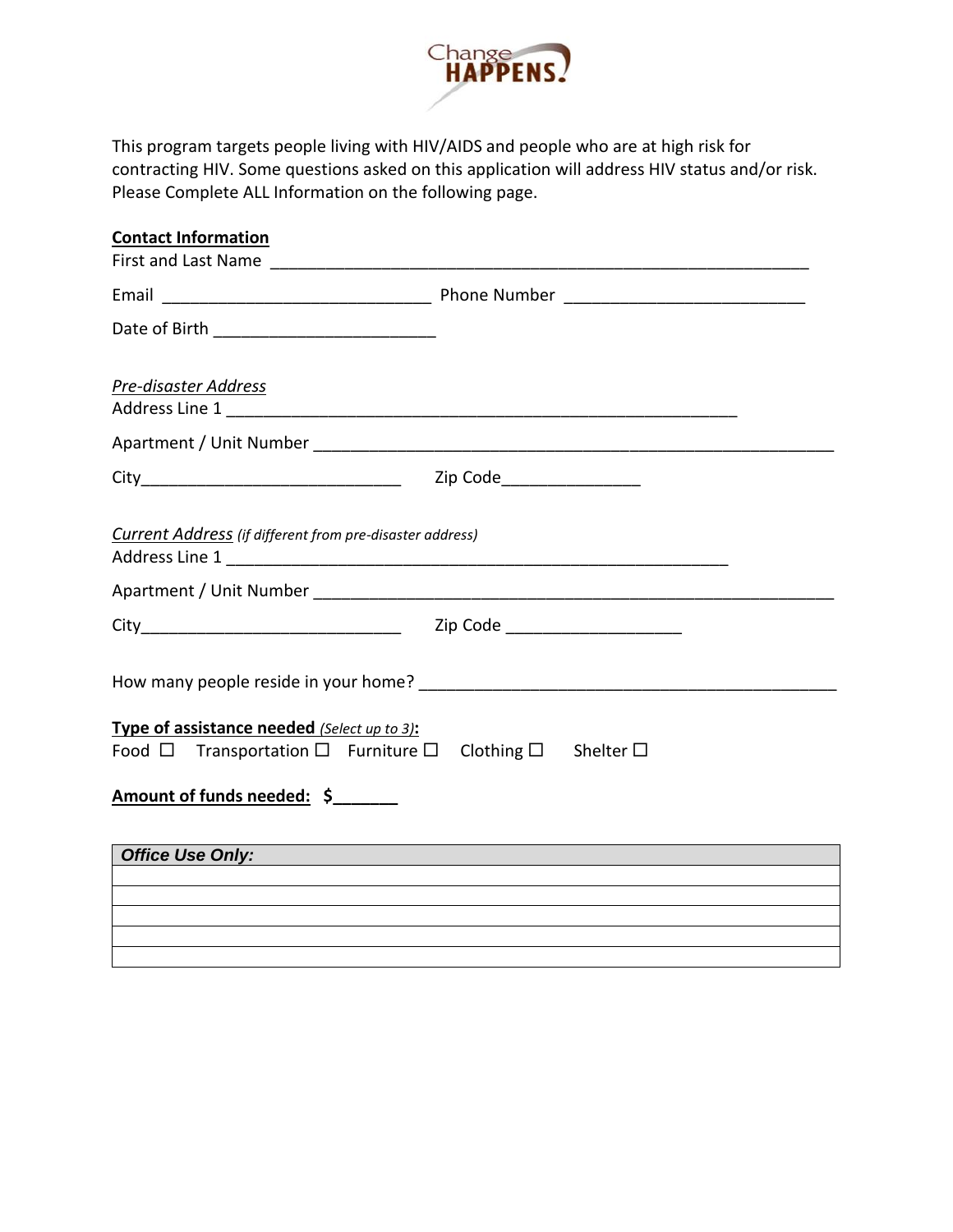Change HAPPENS.

This program targets people living with HIV/AIDS and people who are at high risk for contracting HIV. Some questions asked on this application will address HIV status and/or risk. Please Complete ALL Information on the following page.

**Contact Information**

First and Last Name ____________________________________________________________

Email ______________________________ Phone Number ___________________________

Date of Birth _________________________

*Pre-disaster Address*

Address Line 1 _________________________________________________________

Apartment / Unit Number __________________________________________________________

City____________________________ Zip Code_______________

*Current Address* *(if different from pre-disaster address)*

Address Line 1 ________________________________________________________

Apartment / Unit Number __________________________________________________________

City____________________________ Zip Code ___________________

How many people reside in your home? ____________________________________________

**Type of assistance needed** *(Select up to 3)*:

Food ☐ Transportation ☐ Furniture ☐ Clothing ☐ Shelter ☐

**Amount of funds needed: $_______**

| *Office Use Only:* |
|---|
| |
| |
| |
| |
| |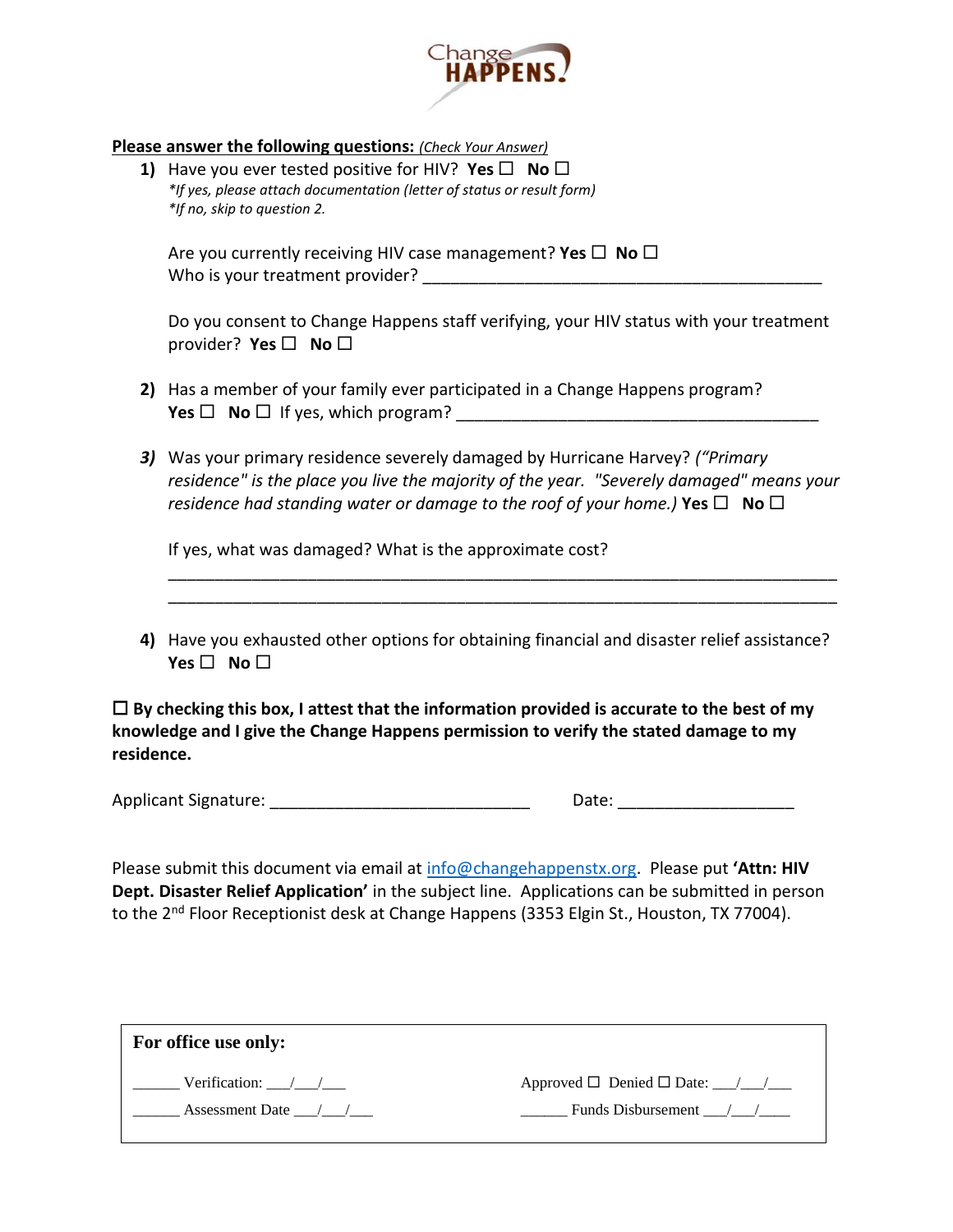Change HAPPENS.

**Please answer the following questions:** *(Check Your Answer)*

1) Have you ever tested positive for HIV? **Yes** ☐ **No** ☐
   *\*If yes, please attach documentation (letter of status or result form)*
   *\*If no, skip to question 2.*

   Are you currently receiving HIV case management? **Yes** ☐ **No** ☐
   Who is your treatment provider? ____________________________________________

   Do you consent to Change Happens staff verifying, your HIV status with your treatment provider? **Yes** ☐ **No** ☐

2) Has a member of your family ever participated in a Change Happens program?
   **Yes** ☐ **No** ☐ If yes, which program? ________________________________________

3) Was your primary residence severely damaged by Hurricane Harvey? *("Primary residence" is the place you live the majority of the year. "Severely damaged" means your residence had standing water or damage to the roof of your home.)* **Yes** ☐ **No** ☐

   If yes, what was damaged? What is the approximate cost?

   ________________________________________________________________________
   ________________________________________________________________________

4) Have you exhausted other options for obtaining financial and disaster relief assistance?
   **Yes** ☐ **No** ☐

**☐ By checking this box, I attest that the information provided is accurate to the best of my knowledge and I give the Change Happens permission to verify the stated damage to my residence.**

Applicant Signature: ____________________________ Date: ___________________

Please submit this document via email at info@changehappenstx.org. Please put **'Attn: HIV Dept. Disaster Relief Application'** in the subject line. Applications can be submitted in person to the 2nd Floor Receptionist desk at Change Happens (3353 Elgin St., Houston, TX 77004).

**For office use only:**

______ Verification: ___/___/___

______ Assessment Date ___/___/___

Approved ☐ Denied ☐ Date: ___/___/___

______ Funds Disbursement ___/___/____